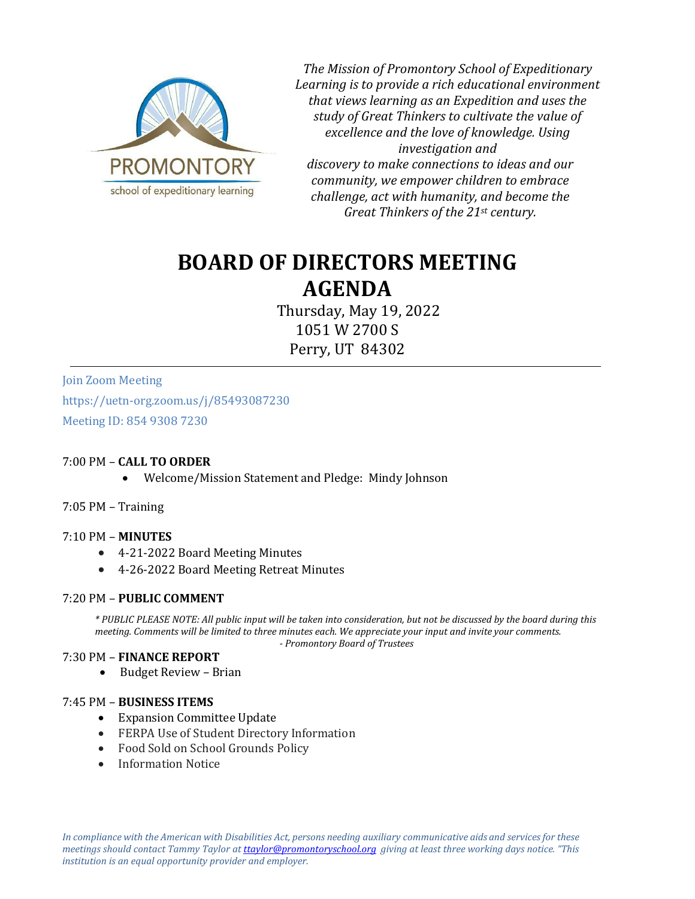PROMONTORY
school of expeditionary learning

*The Mission of Promontory School of Expeditionary Learning is to provide a rich educational environment that views learning as an Expedition and uses the study of Great Thinkers to cultivate the value of excellence and the love of knowledge. Using investigation and discovery to make connections to ideas and our community, we empower children to embrace challenge, act with humanity, and become the Great Thinkers of the 21st century.*

# BOARD OF DIRECTORS MEETING AGENDA

Thursday, May 19, 2022
1051 W 2700 S
Perry, UT 84302

---

Join Zoom Meeting
https://uetn-org.zoom.us/j/85493087230
Meeting ID: 854 9308 7230

7:00 PM – **CALL TO ORDER**

- Welcome/Mission Statement and Pledge: Mindy Johnson

7:05 PM – Training

7:10 PM – **MINUTES**

- 4-21-2022 Board Meeting Minutes
- 4-26-2022 Board Meeting Retreat Minutes

7:20 PM – **PUBLIC COMMENT**

*\* PUBLIC PLEASE NOTE: All public input will be taken into consideration, but not be discussed by the board during this meeting. Comments will be limited to three minutes each. We appreciate your input and invite your comments.*
*- Promontory Board of Trustees*

7:30 PM – **FINANCE REPORT**

- Budget Review – Brian

7:45 PM – **BUSINESS ITEMS**

- Expansion Committee Update
- FERPA Use of Student Directory Information
- Food Sold on School Grounds Policy
- Information Notice

*In compliance with the American with Disabilities Act, persons needing auxiliary communicative aids and services for these meetings should contact Tammy Taylor at ttaylor@promontoryschool.org giving at least three working days notice. "This institution is an equal opportunity provider and employer.*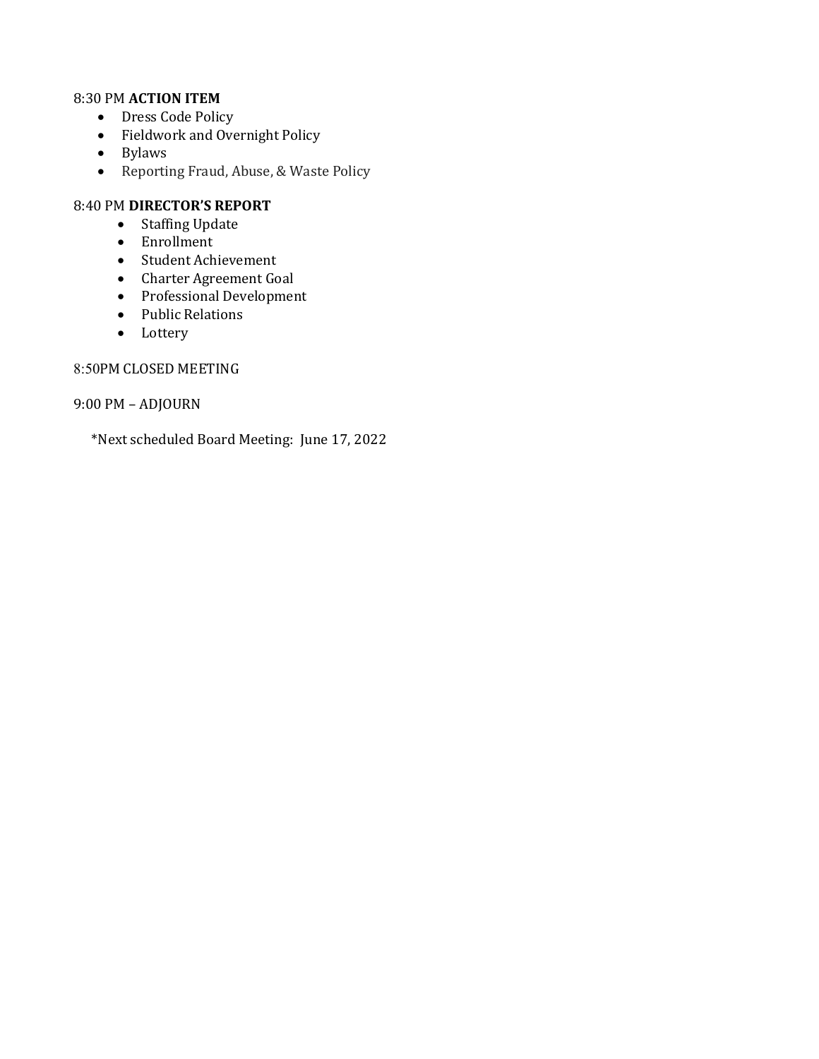8:30 PM **ACTION ITEM**

- Dress Code Policy
- Fieldwork and Overnight Policy
- Bylaws
- Reporting Fraud, Abuse, & Waste Policy

8:40 PM **DIRECTOR'S REPORT**

- Staffing Update
- Enrollment
- Student Achievement
- Charter Agreement Goal
- Professional Development
- Public Relations
- Lottery

8:50PM CLOSED MEETING

9:00 PM – ADJOURN

*Next scheduled Board Meeting: June 17, 2022